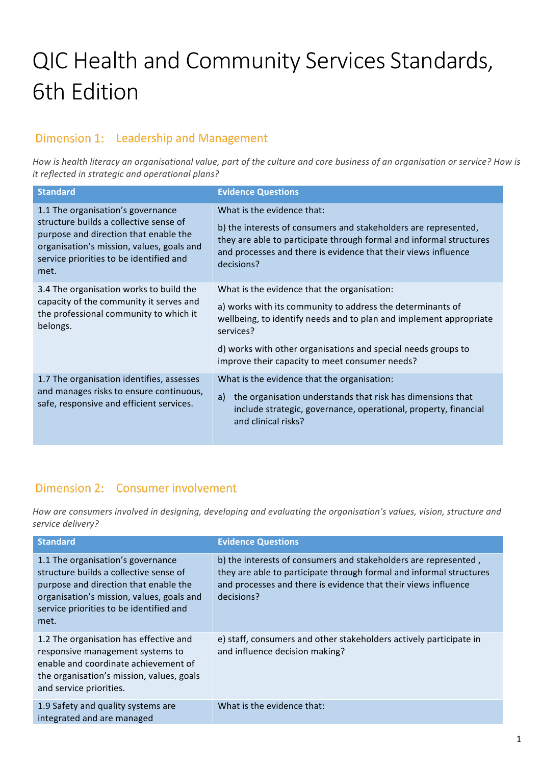# QIC Health and Community Services Standards, 6th Edition

## Dimension 1: Leadership and Management

*How is health literacy an organisational value, part of the culture and core business of an organisation or service? How is it reflected in strategic and operational plans?*

| Standard | Evidence Questions |
|---|---|
| 1.1 The organisation's governance structure builds a collective sense of purpose and direction that enable the organisation's mission, values, goals and service priorities to be identified and met. | What is the evidence that:<br><br>b) the interests of consumers and stakeholders are represented, they are able to participate through formal and informal structures and processes and there is evidence that their views influence decisions? |
| 3.4 The organisation works to build the capacity of the community it serves and the professional community to which it belongs. | What is the evidence that the organisation:<br><br>a) works with its community to address the determinants of wellbeing, to identify needs and to plan and implement appropriate services?<br><br>d) works with other organisations and special needs groups to improve their capacity to meet consumer needs? |
| 1.7 The organisation identifies, assesses and manages risks to ensure continuous, safe, responsive and efficient services. | What is the evidence that the organisation:<br><br>a) the organisation understands that risk has dimensions that include strategic, governance, operational, property, financial and clinical risks? |

## Dimension 2: Consumer involvement

*How are consumers involved in designing, developing and evaluating the organisation's values, vision, structure and service delivery?*

| Standard | Evidence Questions |
|---|---|
| 1.1 The organisation's governance structure builds a collective sense of purpose and direction that enable the organisation's mission, values, goals and service priorities to be identified and met. | b) the interests of consumers and stakeholders are represented , they are able to participate through formal and informal structures and processes and there is evidence that their views influence decisions? |
| 1.2 The organisation has effective and responsive management systems to enable and coordinate achievement of the organisation's mission, values, goals and service priorities. | e) staff, consumers and other stakeholders actively participate in and influence decision making? |
| 1.9 Safety and quality systems are integrated and are managed | What is the evidence that: |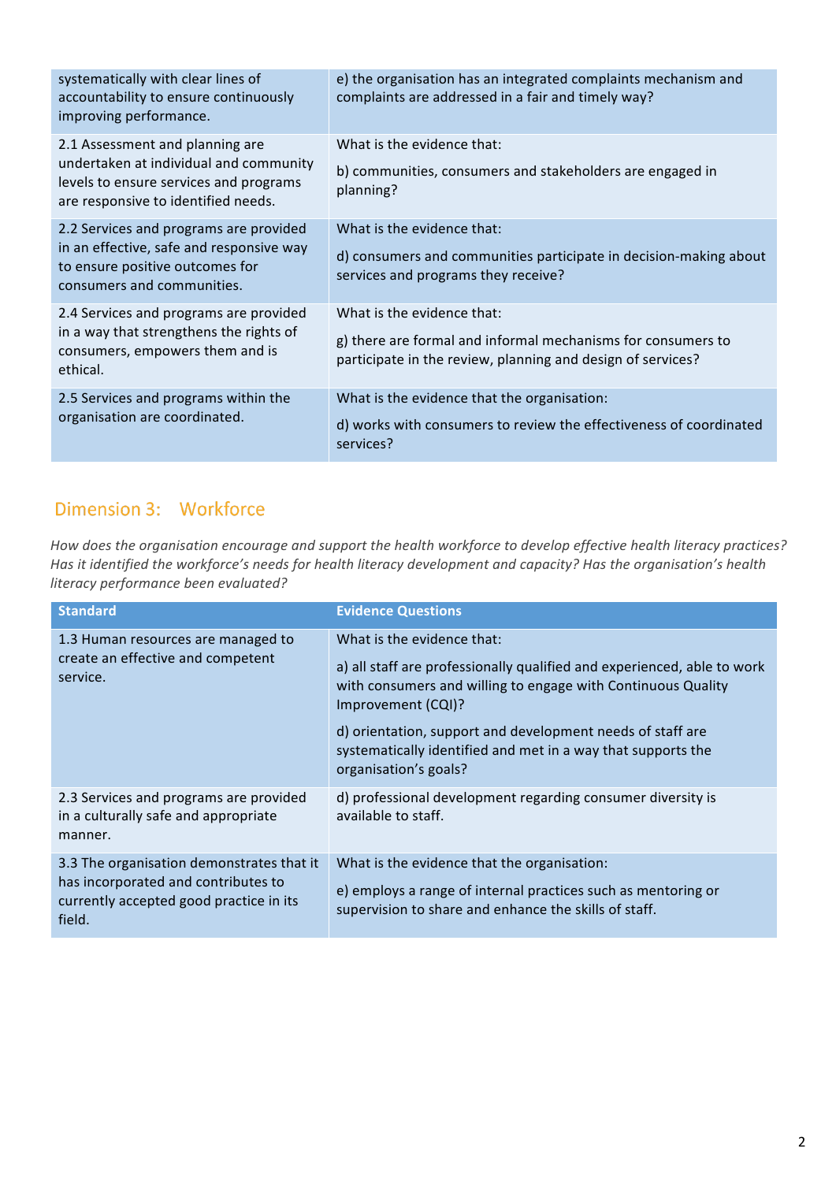| | |
|---|---|
| systematically with clear lines of accountability to ensure continuously improving performance. | e) the organisation has an integrated complaints mechanism and complaints are addressed in a fair and timely way? |
| 2.1 Assessment and planning are undertaken at individual and community levels to ensure services and programs are responsive to identified needs. | What is the evidence that:<br><br>b) communities, consumers and stakeholders are engaged in planning? |
| 2.2 Services and programs are provided in an effective, safe and responsive way to ensure positive outcomes for consumers and communities. | What is the evidence that:<br><br>d) consumers and communities participate in decision-making about services and programs they receive? |
| 2.4 Services and programs are provided in a way that strengthens the rights of consumers, empowers them and is ethical. | What is the evidence that:<br><br>g) there are formal and informal mechanisms for consumers to participate in the review, planning and design of services? |
| 2.5 Services and programs within the organisation are coordinated. | What is the evidence that the organisation:<br><br>d) works with consumers to review the effectiveness of coordinated services? |

## Dimension 3: Workforce

*How does the organisation encourage and support the health workforce to develop effective health literacy practices? Has it identified the workforce's needs for health literacy development and capacity? Has the organisation's health literacy performance been evaluated?*

| Standard | Evidence Questions |
|---|---|
| 1.3 Human resources are managed to create an effective and competent service. | What is the evidence that:<br><br>a) all staff are professionally qualified and experienced, able to work with consumers and willing to engage with Continuous Quality Improvement (CQI)?<br><br>d) orientation, support and development needs of staff are systematically identified and met in a way that supports the organisation's goals? |
| 2.3 Services and programs are provided in a culturally safe and appropriate manner. | d) professional development regarding consumer diversity is available to staff. |
| 3.3 The organisation demonstrates that it has incorporated and contributes to currently accepted good practice in its field. | What is the evidence that the organisation:<br><br>e) employs a range of internal practices such as mentoring or supervision to share and enhance the skills of staff. |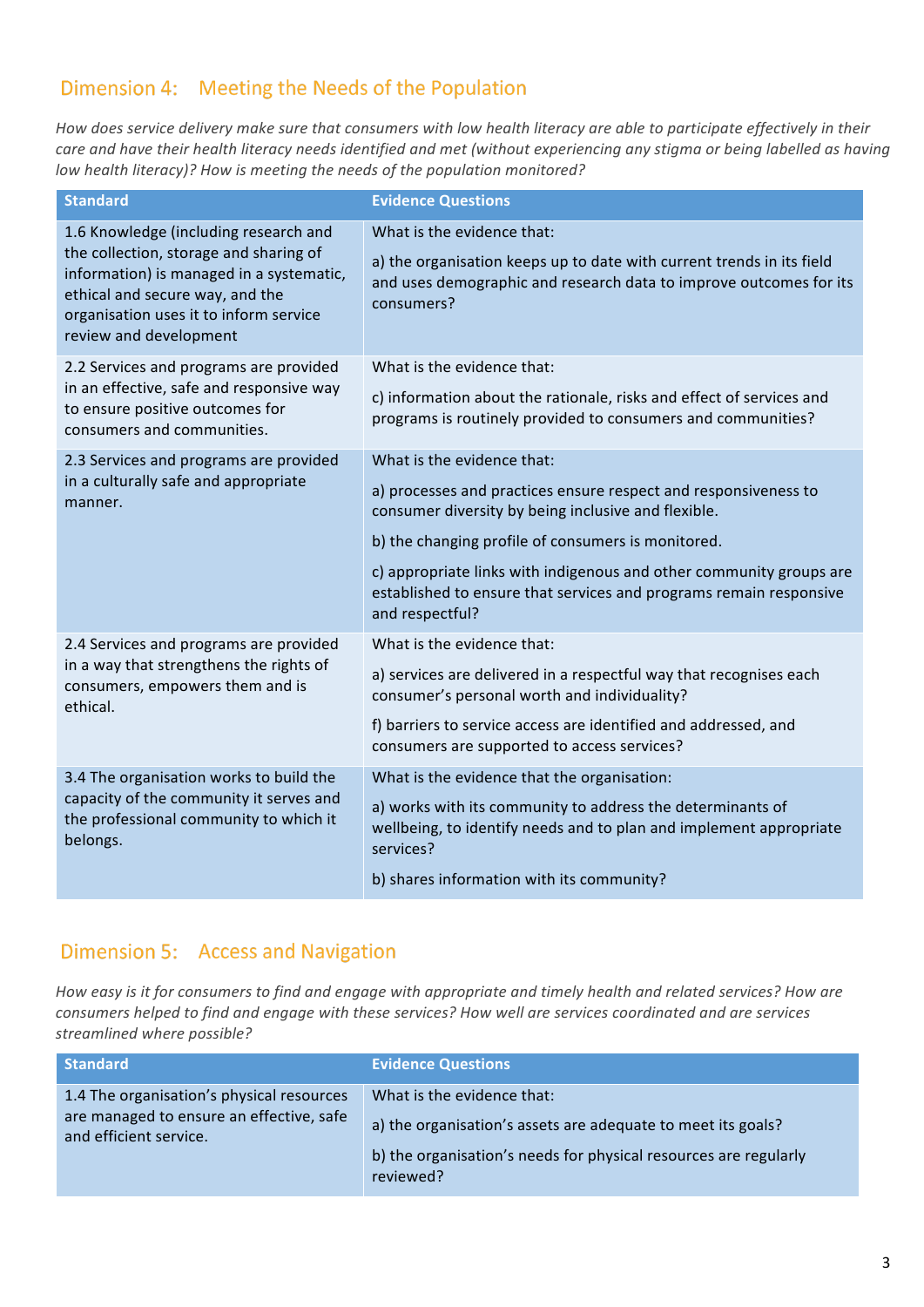## Dimension 4: Meeting the Needs of the Population

*How does service delivery make sure that consumers with low health literacy are able to participate effectively in their care and have their health literacy needs identified and met (without experiencing any stigma or being labelled as having low health literacy)? How is meeting the needs of the population monitored?*

| Standard | Evidence Questions |
|---|---|
| 1.6 Knowledge (including research and the collection, storage and sharing of information) is managed in a systematic, ethical and secure way, and the organisation uses it to inform service review and development | What is the evidence that:<br><br>a) the organisation keeps up to date with current trends in its field and uses demographic and research data to improve outcomes for its consumers? |
| 2.2 Services and programs are provided in an effective, safe and responsive way to ensure positive outcomes for consumers and communities. | What is the evidence that:<br><br>c) information about the rationale, risks and effect of services and programs is routinely provided to consumers and communities? |
| 2.3 Services and programs are provided in a culturally safe and appropriate manner. | What is the evidence that:<br><br>a) processes and practices ensure respect and responsiveness to consumer diversity by being inclusive and flexible.<br><br>b) the changing profile of consumers is monitored.<br><br>c) appropriate links with indigenous and other community groups are established to ensure that services and programs remain responsive and respectful? |
| 2.4 Services and programs are provided in a way that strengthens the rights of consumers, empowers them and is ethical. | What is the evidence that:<br><br>a) services are delivered in a respectful way that recognises each consumer's personal worth and individuality?<br><br>f) barriers to service access are identified and addressed, and consumers are supported to access services? |
| 3.4 The organisation works to build the capacity of the community it serves and the professional community to which it belongs. | What is the evidence that the organisation:<br><br>a) works with its community to address the determinants of wellbeing, to identify needs and to plan and implement appropriate services?<br><br>b) shares information with its community? |

## Dimension 5: Access and Navigation

*How easy is it for consumers to find and engage with appropriate and timely health and related services? How are consumers helped to find and engage with these services? How well are services coordinated and are services streamlined where possible?*

| Standard | Evidence Questions |
|---|---|
| 1.4 The organisation's physical resources are managed to ensure an effective, safe and efficient service. | What is the evidence that:<br><br>a) the organisation's assets are adequate to meet its goals?<br><br>b) the organisation's needs for physical resources are regularly reviewed? |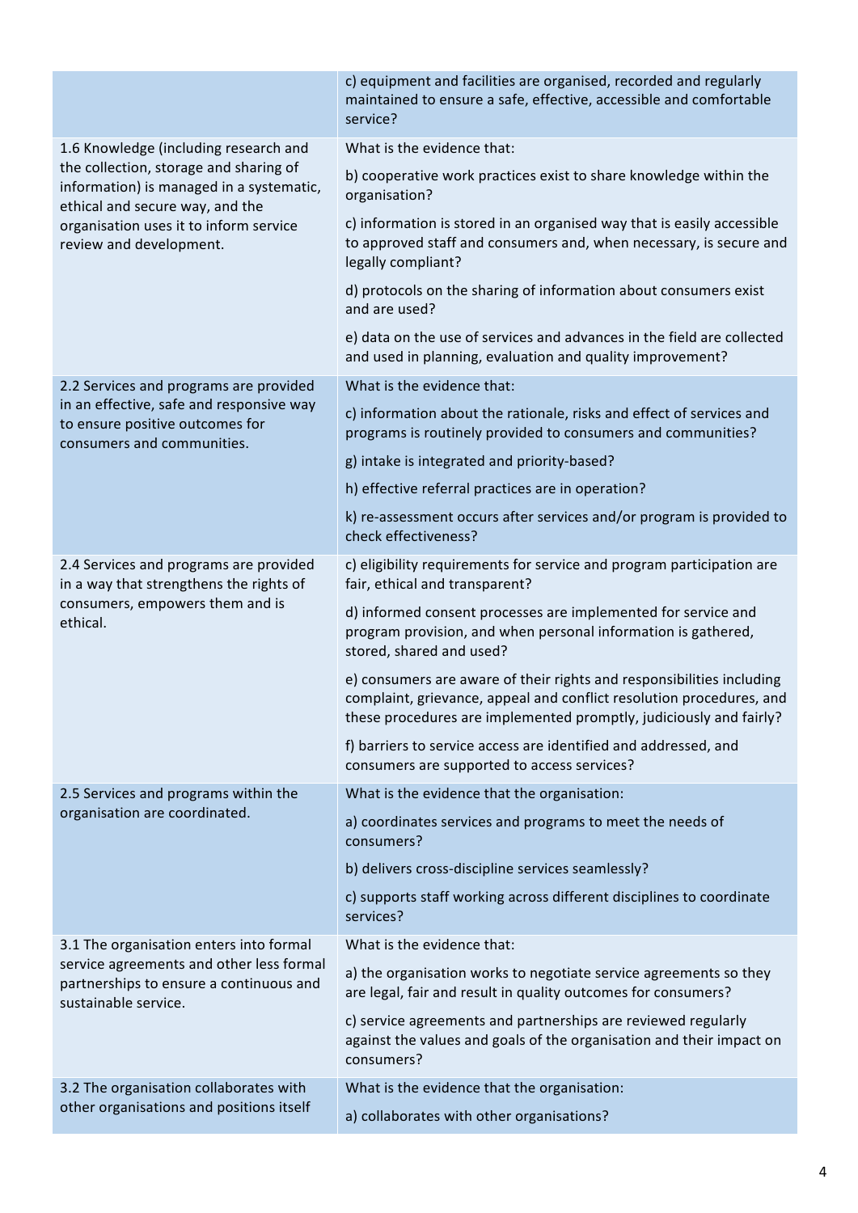| | |
|---|---|
| | c) equipment and facilities are organised, recorded and regularly maintained to ensure a safe, effective, accessible and comfortable service? |
| 1.6 Knowledge (including research and the collection, storage and sharing of information) is managed in a systematic, ethical and secure way, and the organisation uses it to inform service review and development. | What is the evidence that:<br><br>b) cooperative work practices exist to share knowledge within the organisation?<br><br>c) information is stored in an organised way that is easily accessible to approved staff and consumers and, when necessary, is secure and legally compliant?<br><br>d) protocols on the sharing of information about consumers exist and are used?<br><br>e) data on the use of services and advances in the field are collected and used in planning, evaluation and quality improvement? |
| 2.2 Services and programs are provided in an effective, safe and responsive way to ensure positive outcomes for consumers and communities. | What is the evidence that:<br><br>c) information about the rationale, risks and effect of services and programs is routinely provided to consumers and communities?<br><br>g) intake is integrated and priority-based?<br><br>h) effective referral practices are in operation?<br><br>k) re-assessment occurs after services and/or program is provided to check effectiveness? |
| 2.4 Services and programs are provided in a way that strengthens the rights of consumers, empowers them and is ethical. | c) eligibility requirements for service and program participation are fair, ethical and transparent?<br><br>d) informed consent processes are implemented for service and program provision, and when personal information is gathered, stored, shared and used?<br><br>e) consumers are aware of their rights and responsibilities including complaint, grievance, appeal and conflict resolution procedures, and these procedures are implemented promptly, judiciously and fairly?<br><br>f) barriers to service access are identified and addressed, and consumers are supported to access services? |
| 2.5 Services and programs within the organisation are coordinated. | What is the evidence that the organisation:<br><br>a) coordinates services and programs to meet the needs of consumers?<br><br>b) delivers cross-discipline services seamlessly?<br><br>c) supports staff working across different disciplines to coordinate services? |
| 3.1 The organisation enters into formal service agreements and other less formal partnerships to ensure a continuous and sustainable service. | What is the evidence that:<br><br>a) the organisation works to negotiate service agreements so they are legal, fair and result in quality outcomes for consumers?<br><br>c) service agreements and partnerships are reviewed regularly against the values and goals of the organisation and their impact on consumers? |
| 3.2 The organisation collaborates with other organisations and positions itself | What is the evidence that the organisation:<br><br>a) collaborates with other organisations? |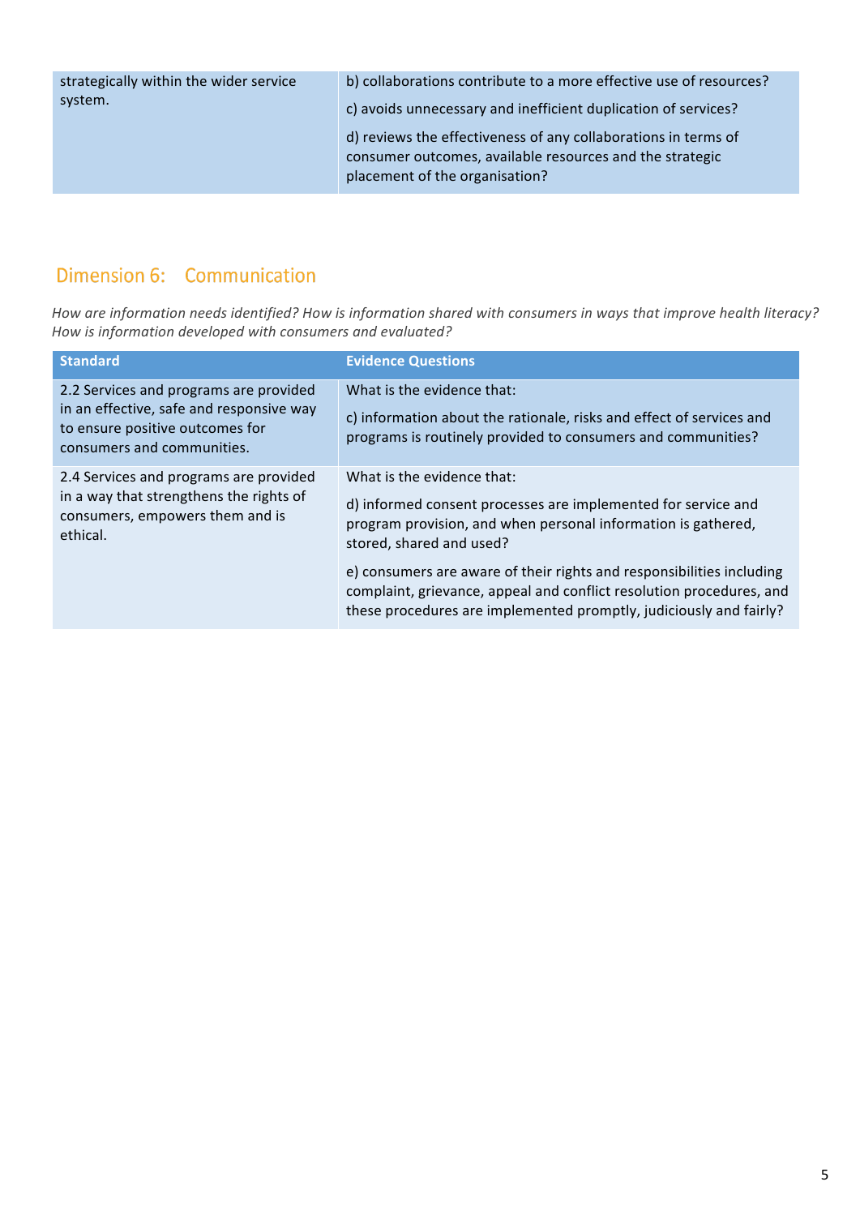| | |
|---|---|
| strategically within the wider service system. | b) collaborations contribute to a more effective use of resources?<br><br>c) avoids unnecessary and inefficient duplication of services?<br><br>d) reviews the effectiveness of any collaborations in terms of consumer outcomes, available resources and the strategic placement of the organisation? |

## Dimension 6: Communication

*How are information needs identified? How is information shared with consumers in ways that improve health literacy? How is information developed with consumers and evaluated?*

| Standard | Evidence Questions |
|---|---|
| 2.2 Services and programs are provided in an effective, safe and responsive way to ensure positive outcomes for consumers and communities. | What is the evidence that:<br><br>c) information about the rationale, risks and effect of services and programs is routinely provided to consumers and communities? |
| 2.4 Services and programs are provided in a way that strengthens the rights of consumers, empowers them and is ethical. | What is the evidence that:<br><br>d) informed consent processes are implemented for service and program provision, and when personal information is gathered, stored, shared and used?<br><br>e) consumers are aware of their rights and responsibilities including complaint, grievance, appeal and conflict resolution procedures, and these procedures are implemented promptly, judiciously and fairly? |